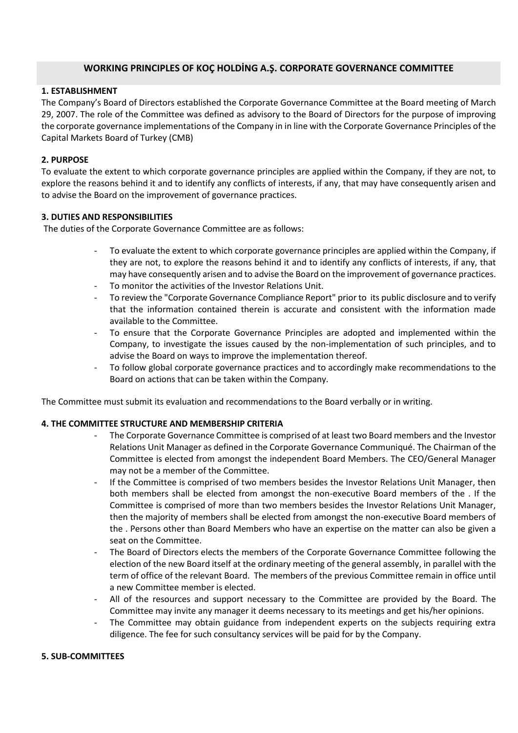# WORKING PRINCIPLES OF KOÇ HOLDİNG A.Ş. CORPORATE GOVERNANCE COMMITTEE

## 1. ESTABLISHMENT

The Company's Board of Directors established the Corporate Governance Committee at the Board meeting of March 29, 2007. The role of the Committee was defined as advisory to the Board of Directors for the purpose of improving the corporate governance implementations of the Company in in line with the Corporate Governance Principles of the Capital Markets Board of Turkey (CMB)

## 2. PURPOSE

To evaluate the extent to which corporate governance principles are applied within the Company, if they are not, to explore the reasons behind it and to identify any conflicts of interests, if any, that may have consequently arisen and to advise the Board on the improvement of governance practices.

## 3. DUTIES AND RESPONSIBILITIES

The duties of the Corporate Governance Committee are as follows:

- To evaluate the extent to which corporate governance principles are applied within the Company, if they are not, to explore the reasons behind it and to identify any conflicts of interests, if any, that may have consequently arisen and to advise the Board on the improvement of governance practices.
- To monitor the activities of the Investor Relations Unit.
- To review the "Corporate Governance Compliance Report" prior to its public disclosure and to verify that the information contained therein is accurate and consistent with the information made available to the Committee.
- To ensure that the Corporate Governance Principles are adopted and implemented within the Company, to investigate the issues caused by the non-implementation of such principles, and to advise the Board on ways to improve the implementation thereof.
- To follow global corporate governance practices and to accordingly make recommendations to the Board on actions that can be taken within the Company.

The Committee must submit its evaluation and recommendations to the Board verbally or in writing.

## 4. THE COMMITTEE STRUCTURE AND MEMBERSHIP CRITERIA

- The Corporate Governance Committee is comprised of at least two Board members and the Investor Relations Unit Manager as defined in the Corporate Governance Communiqué. The Chairman of the Committee is elected from amongst the independent Board Members. The CEO/General Manager may not be a member of the Committee.
- If the Committee is comprised of two members besides the Investor Relations Unit Manager, then both members shall be elected from amongst the non-executive Board members of the . If the Committee is comprised of more than two members besides the Investor Relations Unit Manager, then the majority of members shall be elected from amongst the non-executive Board members of the . Persons other than Board Members who have an expertise on the matter can also be given a seat on the Committee.
- The Board of Directors elects the members of the Corporate Governance Committee following the election of the new Board itself at the ordinary meeting of the general assembly, in parallel with the term of office of the relevant Board. The members of the previous Committee remain in office until a new Committee member is elected.
- All of the resources and support necessary to the Committee are provided by the Board. The Committee may invite any manager it deems necessary to its meetings and get his/her opinions.
- The Committee may obtain guidance from independent experts on the subjects requiring extra diligence. The fee for such consultancy services will be paid for by the Company.

## 5. SUB-COMMITTEES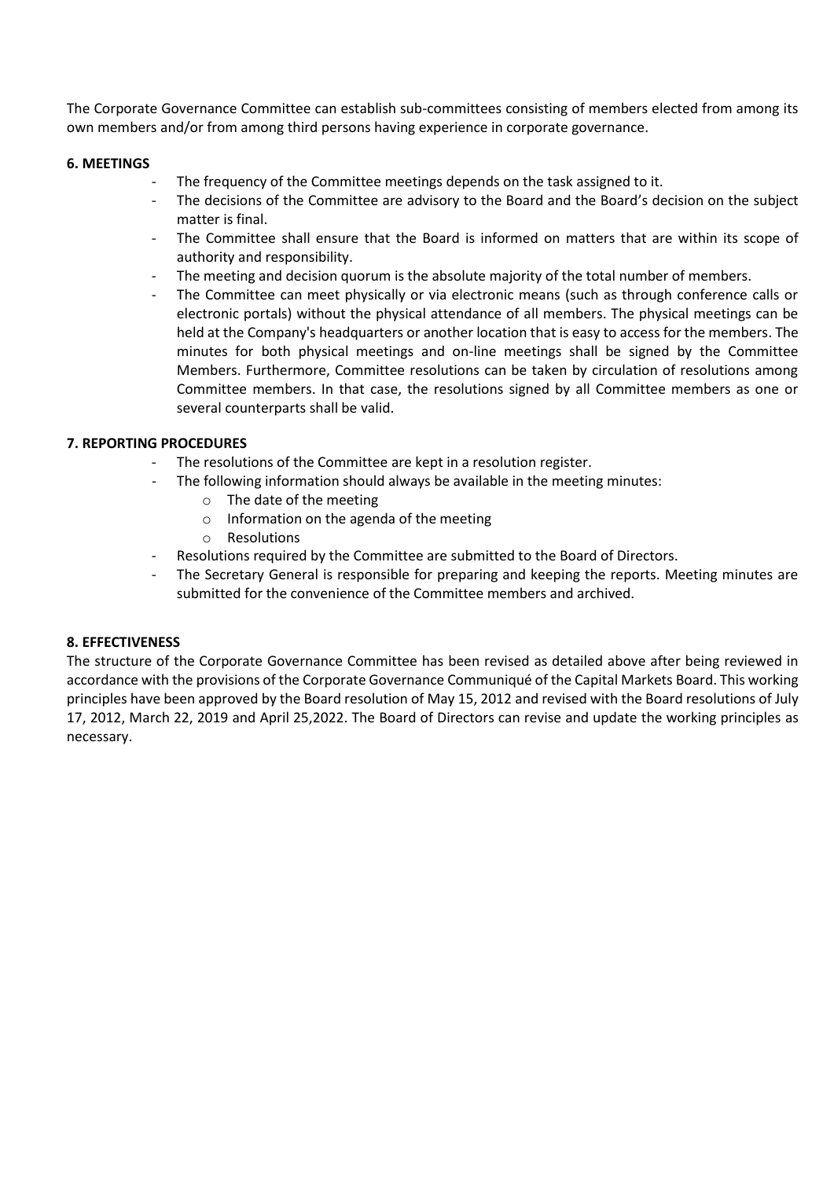The Corporate Governance Committee can establish sub-committees consisting of members elected from among its own members and/or from among third persons having experience in corporate governance.

**6. MEETINGS**

- The frequency of the Committee meetings depends on the task assigned to it.
- The decisions of the Committee are advisory to the Board and the Board's decision on the subject matter is final.
- The Committee shall ensure that the Board is informed on matters that are within its scope of authority and responsibility.
- The meeting and decision quorum is the absolute majority of the total number of members.
- The Committee can meet physically or via electronic means (such as through conference calls or electronic portals) without the physical attendance of all members. The physical meetings can be held at the Company's headquarters or another location that is easy to access for the members. The minutes for both physical meetings and on-line meetings shall be signed by the Committee Members. Furthermore, Committee resolutions can be taken by circulation of resolutions among Committee members. In that case, the resolutions signed by all Committee members as one or several counterparts shall be valid.

**7. REPORTING PROCEDURES**

- The resolutions of the Committee are kept in a resolution register.
- The following information should always be available in the meeting minutes:
  - The date of the meeting
  - Information on the agenda of the meeting
  - Resolutions
- Resolutions required by the Committee are submitted to the Board of Directors.
- The Secretary General is responsible for preparing and keeping the reports. Meeting minutes are submitted for the convenience of the Committee members and archived.

**8. EFFECTIVENESS**

The structure of the Corporate Governance Committee has been revised as detailed above after being reviewed in accordance with the provisions of the Corporate Governance Communiqué of the Capital Markets Board. This working principles have been approved by the Board resolution of May 15, 2012 and revised with the Board resolutions of July 17, 2012, March 22, 2019 and April 25,2022. The Board of Directors can revise and update the working principles as necessary.